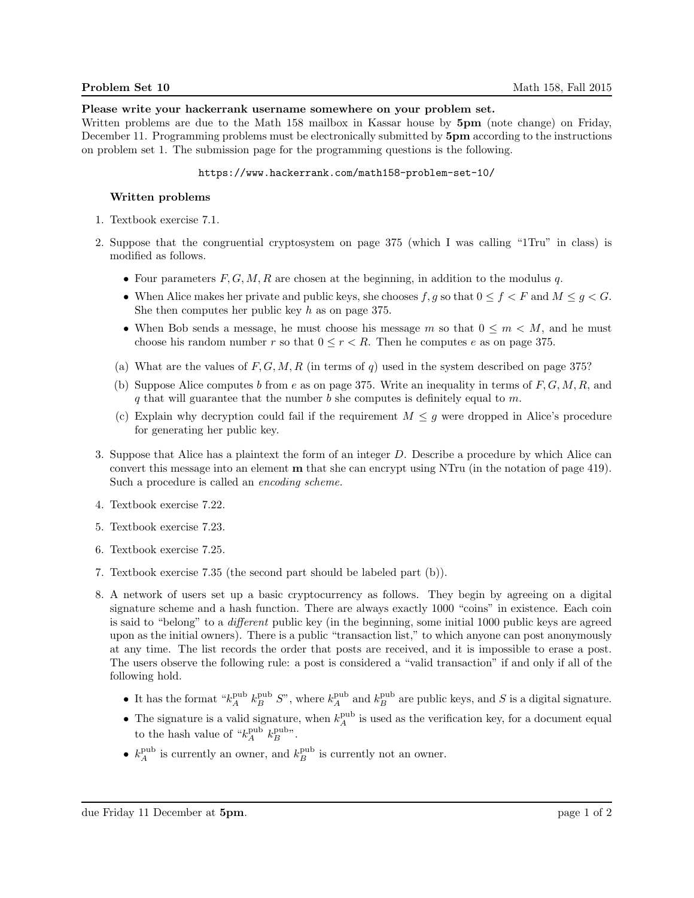**Problem Set 10** Math 158, Fall 2015

**Please write your hackerrank username somewhere on your problem set.**
Written problems are due to the Math 158 mailbox in Kassar house by **5pm** (note change) on Friday, December 11. Programming problems must be electronically submitted by **5pm** according to the instructions on problem set 1. The submission page for the programming questions is the following.

```
https://www.hackerrank.com/math158-problem-set-10/
```

### Written problems

1. Textbook exercise 7.1.

2. Suppose that the congruential cryptosystem on page 375 (which I was calling "1Tru" in class) is modified as follows.

   - Four parameters $F, G, M, R$ are chosen at the beginning, in addition to the modulus $q$.
   - When Alice makes her private and public keys, she chooses $f, g$ so that $0 \leq f < F$ and $M \leq g < G$. She then computes her public key $h$ as on page 375.
   - When Bob sends a message, he must choose his message $m$ so that $0 \leq m < M$, and he must choose his random number $r$ so that $0 \leq r < R$. Then he computes $e$ as on page 375.

   (a) What are the values of $F, G, M, R$ (in terms of $q$) used in the system described on page 375?

   (b) Suppose Alice computes $b$ from $e$ as on page 375. Write an inequality in terms of $F, G, M, R$, and $q$ that will guarantee that the number $b$ she computes is definitely equal to $m$.

   (c) Explain why decryption could fail if the requirement $M \leq g$ were dropped in Alice's procedure for generating her public key.

3. Suppose that Alice has a plaintext the form of an integer $D$. Describe a procedure by which Alice can convert this message into an element $\mathbf{m}$ that she can encrypt using NTru (in the notation of page 419). Such a procedure is called an *encoding scheme.*

4. Textbook exercise 7.22.

5. Textbook exercise 7.23.

6. Textbook exercise 7.25.

7. Textbook exercise 7.35 (the second part should be labeled part (b)).

8. A network of users set up a basic cryptocurrency as follows. They begin by agreeing on a digital signature scheme and a hash function. There are always exactly 1000 "coins" in existence. Each coin is said to "belong" to a *different* public key (in the beginning, some initial 1000 public keys are agreed upon as the initial owners). There is a public "transaction list," to which anyone can post anonymously at any time. The list records the order that posts are received, and it is impossible to erase a post. The users observe the following rule: a post is considered a "valid transaction" if and only if all of the following hold.

   - It has the format "$k_A^{\text{pub}}$ $k_B^{\text{pub}}$ $S$", where $k_A^{\text{pub}}$ and $k_B^{\text{pub}}$ are public keys, and $S$ is a digital signature.
   - The signature is a valid signature, when $k_A^{\text{pub}}$ is used as the verification key, for a document equal to the hash value of "$k_A^{\text{pub}}$ $k_B^{\text{pub}}$".
   - $k_A^{\text{pub}}$ is currently an owner, and $k_B^{\text{pub}}$ is currently not an owner.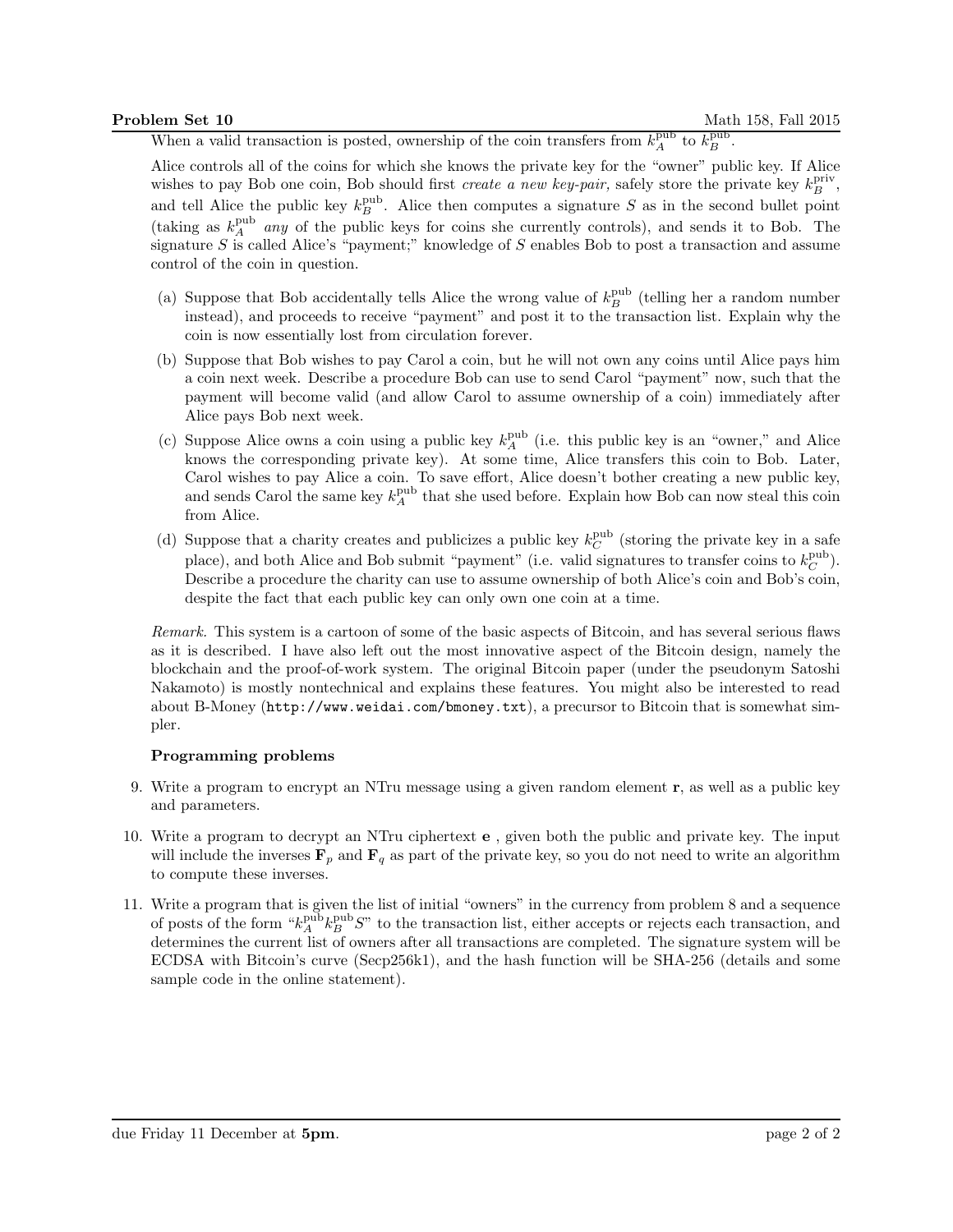When a valid transaction is posted, ownership of the coin transfers from $k_A^{\text{pub}}$ to $k_B^{\text{pub}}$.

Alice controls all of the coins for which she knows the private key for the "owner" public key. If Alice wishes to pay Bob one coin, Bob should first *create a new key-pair,* safely store the private key $k_B^{\text{priv}}$, and tell Alice the public key $k_B^{\text{pub}}$. Alice then computes a signature $S$ as in the second bullet point (taking as $k_A^{\text{pub}}$ *any* of the public keys for coins she currently controls), and sends it to Bob. The signature $S$ is called Alice's "payment;" knowledge of $S$ enables Bob to post a transaction and assume control of the coin in question.

(a) Suppose that Bob accidentally tells Alice the wrong value of $k_B^{\text{pub}}$ (telling her a random number instead), and proceeds to receive "payment" and post it to the transaction list. Explain why the coin is now essentially lost from circulation forever.

(b) Suppose that Bob wishes to pay Carol a coin, but he will not own any coins until Alice pays him a coin next week. Describe a procedure Bob can use to send Carol "payment" now, such that the payment will become valid (and allow Carol to assume ownership of a coin) immediately after Alice pays Bob next week.

(c) Suppose Alice owns a coin using a public key $k_A^{\text{pub}}$ (i.e. this public key is an "owner," and Alice knows the corresponding private key). At some time, Alice transfers this coin to Bob. Later, Carol wishes to pay Alice a coin. To save effort, Alice doesn't bother creating a new public key, and sends Carol the same key $k_A^{\text{pub}}$ that she used before. Explain how Bob can now steal this coin from Alice.

(d) Suppose that a charity creates and publicizes a public key $k_C^{\text{pub}}$ (storing the private key in a safe place), and both Alice and Bob submit "payment" (i.e. valid signatures to transfer coins to $k_C^{\text{pub}}$). Describe a procedure the charity can use to assume ownership of both Alice's coin and Bob's coin, despite the fact that each public key can only own one coin at a time.

*Remark.* This system is a cartoon of some of the basic aspects of Bitcoin, and has several serious flaws as it is described. I have also left out the most innovative aspect of the Bitcoin design, namely the blockchain and the proof-of-work system. The original Bitcoin paper (under the pseudonym Satoshi Nakamoto) is mostly nontechnical and explains these features. You might also be interested to read about B-Money (`http://www.weidai.com/bmoney.txt`), a precursor to Bitcoin that is somewhat simpler.

**Programming problems**

9. Write a program to encrypt an NTru message using a given random element $\mathbf{r}$, as well as a public key and parameters.

10. Write a program to decrypt an NTru ciphertext $\mathbf{e}$, given both the public and private key. The input will include the inverses $\mathbf{F}_p$ and $\mathbf{F}_q$ as part of the private key, so you do not need to write an algorithm to compute these inverses.

11. Write a program that is given the list of initial "owners" in the currency from problem 8 and a sequence of posts of the form "$k_A^{\text{pub}} k_B^{\text{pub}} S$" to the transaction list, either accepts or rejects each transaction, and determines the current list of owners after all transactions are completed. The signature system will be ECDSA with Bitcoin's curve (Secp256k1), and the hash function will be SHA-256 (details and some sample code in the online statement).